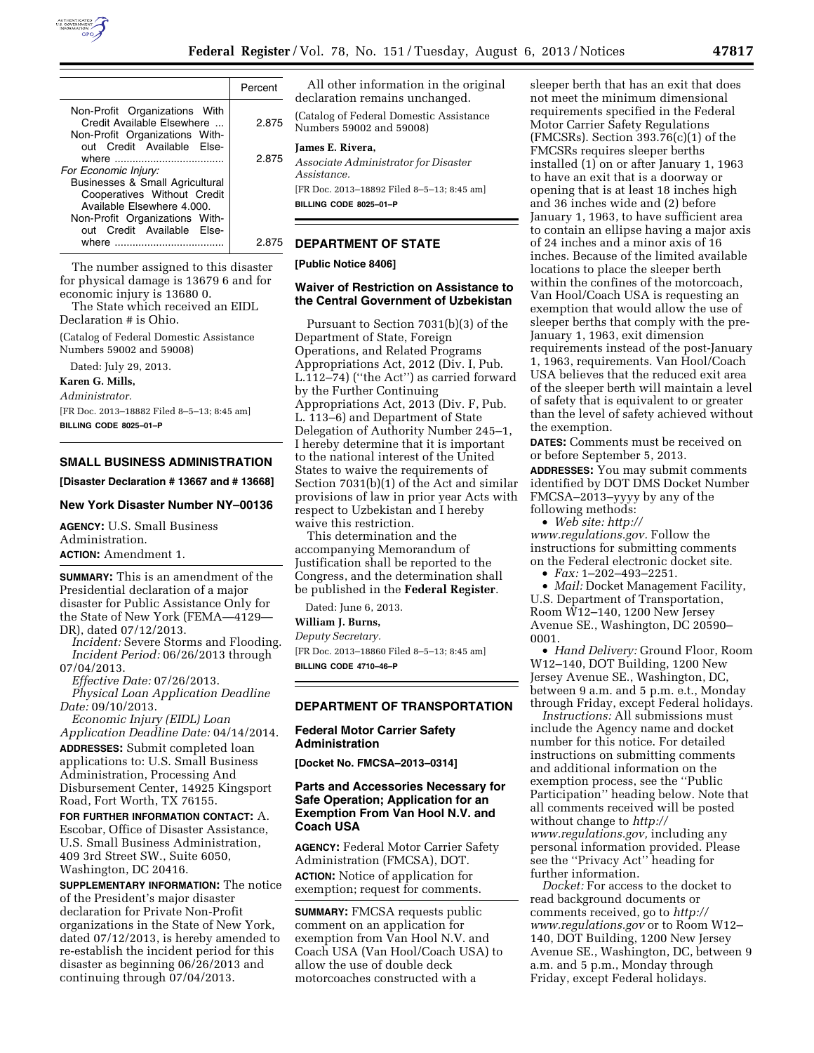| | Percent |
|---|---|
| Non-Profit Organizations With Credit Available Elsewhere ... | 2.875 |
| Non-Profit Organizations Without Credit Available Elsewhere .................................... | 2.875 |
| *For Economic Injury:* | |
| Businesses & Small Agricultural Cooperatives Without Credit Available Elsewhere 4.000. | |
| Non-Profit Organizations Without Credit Available Elsewhere .................................... | 2.875 |

The number assigned to this disaster for physical damage is 13679 6 and for economic injury is 13680 0.

The State which received an EIDL Declaration # is Ohio.

(Catalog of Federal Domestic Assistance Numbers 59002 and 59008)

Dated: July 29, 2013.

**Karen G. Mills,**

*Administrator.*

[FR Doc. 2013–18882 Filed 8–5–13; 8:45 am]

**BILLING CODE 8025–01–P**

## SMALL BUSINESS ADMINISTRATION

**[Disaster Declaration # 13667 and # 13668]**

### New York Disaster Number NY–00136

**AGENCY:** U.S. Small Business Administration.

**ACTION:** Amendment 1.

**SUMMARY:** This is an amendment of the Presidential declaration of a major disaster for Public Assistance Only for the State of New York (FEMA—4129—DR), dated 07/12/2013.

*Incident:* Severe Storms and Flooding.

*Incident Period:* 06/26/2013 through 07/04/2013.

*Effective Date:* 07/26/2013.

*Physical Loan Application Deadline Date:* 09/10/2013.

*Economic Injury (EIDL) Loan Application Deadline Date:* 04/14/2014.

**ADDRESSES:** Submit completed loan applications to: U.S. Small Business Administration, Processing And Disbursement Center, 14925 Kingsport Road, Fort Worth, TX 76155.

**FOR FURTHER INFORMATION CONTACT:** A. Escobar, Office of Disaster Assistance, U.S. Small Business Administration, 409 3rd Street SW., Suite 6050, Washington, DC 20416.

**SUPPLEMENTARY INFORMATION:** The notice of the President's major disaster declaration for Private Non-Profit organizations in the State of New York, dated 07/12/2013, is hereby amended to re-establish the incident period for this disaster as beginning 06/26/2013 and continuing through 07/04/2013.

All other information in the original declaration remains unchanged.

(Catalog of Federal Domestic Assistance Numbers 59002 and 59008)

**James E. Rivera,**

*Associate Administrator for Disaster Assistance.*

[FR Doc. 2013–18892 Filed 8–5–13; 8:45 am]

**BILLING CODE 8025–01–P**

## DEPARTMENT OF STATE

**[Public Notice 8406]**

### Waiver of Restriction on Assistance to the Central Government of Uzbekistan

Pursuant to Section 7031(b)(3) of the Department of State, Foreign Operations, and Related Programs Appropriations Act, 2012 (Div. I, Pub. L.112–74) (''the Act'') as carried forward by the Further Continuing Appropriations Act, 2013 (Div. F, Pub. L. 113–6) and Department of State Delegation of Authority Number 245–1, I hereby determine that it is important to the national interest of the United States to waive the requirements of Section 7031(b)(1) of the Act and similar provisions of law in prior year Acts with respect to Uzbekistan and I hereby waive this restriction.

This determination and the accompanying Memorandum of Justification shall be reported to the Congress, and the determination shall be published in the **Federal Register**.

Dated: June 6, 2013.

**William J. Burns,**

*Deputy Secretary.*

[FR Doc. 2013–18860 Filed 8–5–13; 8:45 am]

**BILLING CODE 4710–46–P**

## DEPARTMENT OF TRANSPORTATION

### Federal Motor Carrier Safety Administration

**[Docket No. FMCSA–2013–0314]**

### Parts and Accessories Necessary for Safe Operation; Application for an Exemption From Van Hool N.V. and Coach USA

**AGENCY:** Federal Motor Carrier Safety Administration (FMCSA), DOT.

**ACTION:** Notice of application for exemption; request for comments.

**SUMMARY:** FMCSA requests public comment on an application for exemption from Van Hool N.V. and Coach USA (Van Hool/Coach USA) to allow the use of double deck motorcoaches constructed with a sleeper berth that has an exit that does not meet the minimum dimensional requirements specified in the Federal Motor Carrier Safety Regulations (FMCSRs). Section 393.76(c)(1) of the FMCSRs requires sleeper berths installed (1) on or after January 1, 1963 to have an exit that is a doorway or opening that is at least 18 inches high and 36 inches wide and (2) before January 1, 1963, to have sufficient area to contain an ellipse having a major axis of 24 inches and a minor axis of 16 inches. Because of the limited available locations to place the sleeper berth within the confines of the motorcoach, Van Hool/Coach USA is requesting an exemption that would allow the use of sleeper berths that comply with the pre-January 1, 1963, exit dimension requirements instead of the post-January 1, 1963, requirements. Van Hool/Coach USA believes that the reduced exit area of the sleeper berth will maintain a level of safety that is equivalent to or greater than the level of safety achieved without the exemption.

**DATES:** Comments must be received on or before September 5, 2013.

**ADDRESSES:** You may submit comments identified by DOT DMS Docket Number FMCSA–2013–yyyy by any of the following methods:

- *Web site: http://www.regulations.gov.* Follow the instructions for submitting comments on the Federal electronic docket site.
- *Fax:* 1–202–493–2251.
- *Mail:* Docket Management Facility, U.S. Department of Transportation, Room W12–140, 1200 New Jersey Avenue SE., Washington, DC 20590–0001.
- *Hand Delivery:* Ground Floor, Room W12–140, DOT Building, 1200 New Jersey Avenue SE., Washington, DC, between 9 a.m. and 5 p.m. e.t., Monday through Friday, except Federal holidays.

*Instructions:* All submissions must include the Agency name and docket number for this notice. For detailed instructions on submitting comments and additional information on the exemption process, see the ''Public Participation'' heading below. Note that all comments received will be posted without change to *http://www.regulations.gov,* including any personal information provided. Please see the ''Privacy Act'' heading for further information.

*Docket:* For access to the docket to read background documents or comments received, go to *http://www.regulations.gov* or to Room W12–140, DOT Building, 1200 New Jersey Avenue SE., Washington, DC, between 9 a.m. and 5 p.m., Monday through Friday, except Federal holidays.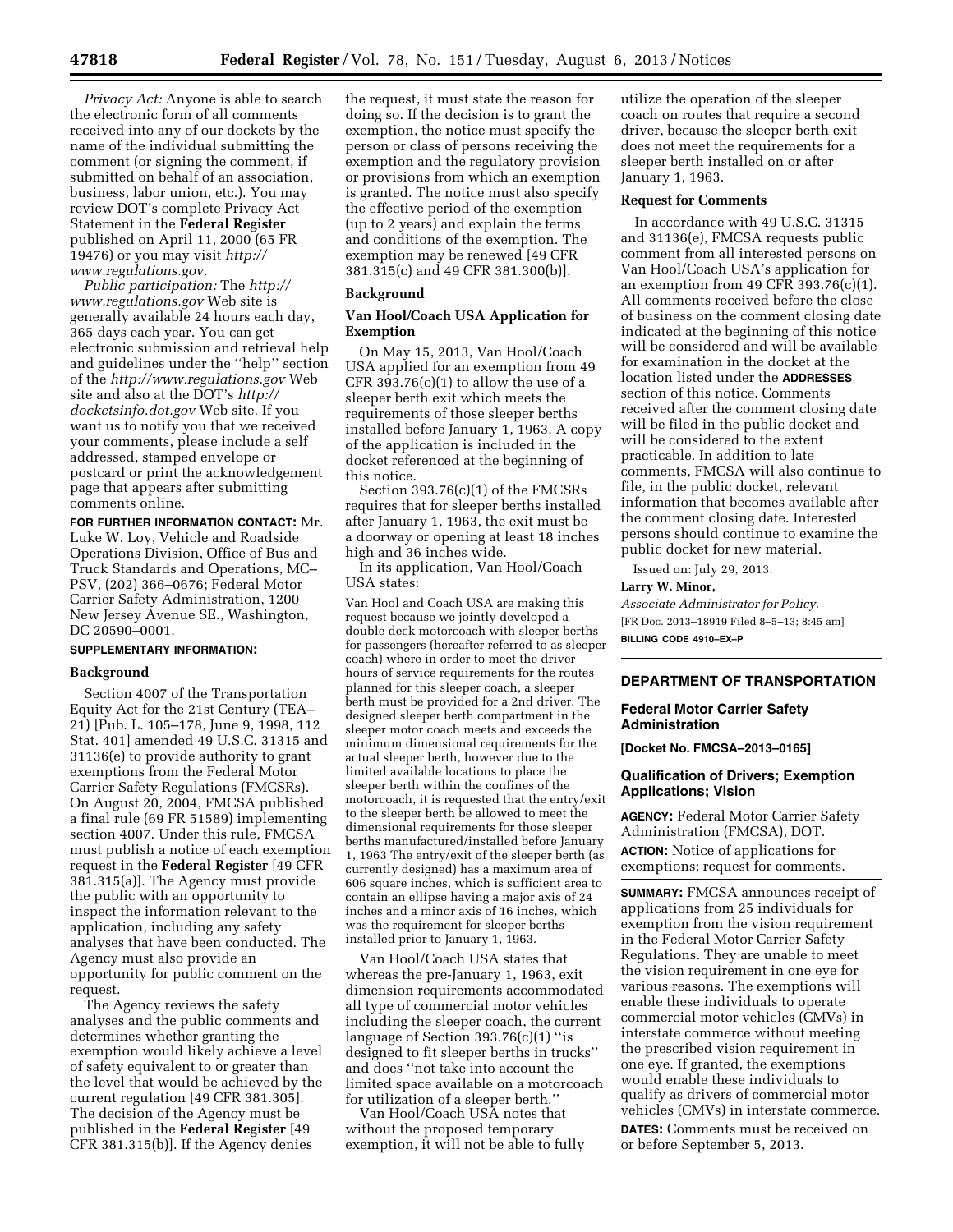*Privacy Act:* Anyone is able to search the electronic form of all comments received into any of our dockets by the name of the individual submitting the comment (or signing the comment, if submitted on behalf of an association, business, labor union, etc.). You may review DOT's complete Privacy Act Statement in the **Federal Register** published on April 11, 2000 (65 FR 19476) or you may visit *http://www.regulations.gov.*

*Public participation:* The *http://www.regulations.gov* Web site is generally available 24 hours each day, 365 days each year. You can get electronic submission and retrieval help and guidelines under the ''help'' section of the *http://www.regulations.gov* Web site and also at the DOT's *http://docketsinfo.dot.gov* Web site. If you want us to notify you that we received your comments, please include a self addressed, stamped envelope or postcard or print the acknowledgement page that appears after submitting comments online.

**FOR FURTHER INFORMATION CONTACT:** Mr. Luke W. Loy, Vehicle and Roadside Operations Division, Office of Bus and Truck Standards and Operations, MC–PSV, (202) 366–0676; Federal Motor Carrier Safety Administration, 1200 New Jersey Avenue SE., Washington, DC 20590–0001.

**SUPPLEMENTARY INFORMATION:**

**Background**

Section 4007 of the Transportation Equity Act for the 21st Century (TEA–21) [Pub. L. 105–178, June 9, 1998, 112 Stat. 401] amended 49 U.S.C. 31315 and 31136(e) to provide authority to grant exemptions from the Federal Motor Carrier Safety Regulations (FMCSRs). On August 20, 2004, FMCSA published a final rule (69 FR 51589) implementing section 4007. Under this rule, FMCSA must publish a notice of each exemption request in the **Federal Register** [49 CFR 381.315(a)]. The Agency must provide the public with an opportunity to inspect the information relevant to the application, including any safety analyses that have been conducted. The Agency must also provide an opportunity for public comment on the request.

The Agency reviews the safety analyses and the public comments and determines whether granting the exemption would likely achieve a level of safety equivalent to or greater than the level that would be achieved by the current regulation [49 CFR 381.305]. The decision of the Agency must be published in the **Federal Register** [49 CFR 381.315(b)]. If the Agency denies the request, it must state the reason for doing so. If the decision is to grant the exemption, the notice must specify the person or class of persons receiving the exemption and the regulatory provision or provisions from which an exemption is granted. The notice must also specify the effective period of the exemption (up to 2 years) and explain the terms and conditions of the exemption. The exemption may be renewed [49 CFR 381.315(c) and 49 CFR 381.300(b)].

**Background**

**Van Hool/Coach USA Application for Exemption**

On May 15, 2013, Van Hool/Coach USA applied for an exemption from 49 CFR 393.76(c)(1) to allow the use of a sleeper berth exit which meets the requirements of those sleeper berths installed before January 1, 1963. A copy of the application is included in the docket referenced at the beginning of this notice.

Section 393.76(c)(1) of the FMCSRs requires that for sleeper berths installed after January 1, 1963, the exit must be a doorway or opening at least 18 inches high and 36 inches wide.

In its application, Van Hool/Coach USA states:

Van Hool and Coach USA are making this request because we jointly developed a double deck motorcoach with sleeper berths for passengers (hereafter referred to as sleeper coach) where in order to meet the driver hours of service requirements for the routes planned for this sleeper coach, a sleeper berth must be provided for a 2nd driver. The designed sleeper berth compartment in the sleeper motor coach meets and exceeds the minimum dimensional requirements for the actual sleeper berth, however due to the limited available locations to place the sleeper berth within the confines of the motorcoach, it is requested that the entry/exit to the sleeper berth be allowed to meet the dimensional requirements for those sleeper berths manufactured/installed before January 1, 1963 The entry/exit of the sleeper berth (as currently designed) has a maximum area of 606 square inches, which is sufficient area to contain an ellipse having a major axis of 24 inches and a minor axis of 16 inches, which was the requirement for sleeper berths installed prior to January 1, 1963.

Van Hool/Coach USA states that whereas the pre-January 1, 1963, exit dimension requirements accommodated all type of commercial motor vehicles including the sleeper coach, the current language of Section 393.76(c)(1) ''is designed to fit sleeper berths in trucks'' and does ''not take into account the limited space available on a motorcoach for utilization of a sleeper berth.''

Van Hool/Coach USA notes that without the proposed temporary exemption, it will not be able to fully utilize the operation of the sleeper coach on routes that require a second driver, because the sleeper berth exit does not meet the requirements for a sleeper berth installed on or after January 1, 1963.

**Request for Comments**

In accordance with 49 U.S.C. 31315 and 31136(e), FMCSA requests public comment from all interested persons on Van Hool/Coach USA's application for an exemption from 49 CFR 393.76(c)(1). All comments received before the close of business on the comment closing date indicated at the beginning of this notice will be considered and will be available for examination in the docket at the location listed under the **ADDRESSES** section of this notice. Comments received after the comment closing date will be filed in the public docket and will be considered to the extent practicable. In addition to late comments, FMCSA will also continue to file, in the public docket, relevant information that becomes available after the comment closing date. Interested persons should continue to examine the public docket for new material.

Issued on: July 29, 2013.

**Larry W. Minor,**

*Associate Administrator for Policy.*

[FR Doc. 2013–18919 Filed 8–5–13; 8:45 am]

**BILLING CODE 4910–EX–P**

---

## DEPARTMENT OF TRANSPORTATION

### Federal Motor Carrier Safety Administration

**[Docket No. FMCSA–2013–0165]**

### Qualification of Drivers; Exemption Applications; Vision

**AGENCY:** Federal Motor Carrier Safety Administration (FMCSA), DOT.

**ACTION:** Notice of applications for exemptions; request for comments.

**SUMMARY:** FMCSA announces receipt of applications from 25 individuals for exemption from the vision requirement in the Federal Motor Carrier Safety Regulations. They are unable to meet the vision requirement in one eye for various reasons. The exemptions will enable these individuals to operate commercial motor vehicles (CMVs) in interstate commerce without meeting the prescribed vision requirement in one eye. If granted, the exemptions would enable these individuals to qualify as drivers of commercial motor vehicles (CMVs) in interstate commerce.

**DATES:** Comments must be received on or before September 5, 2013.